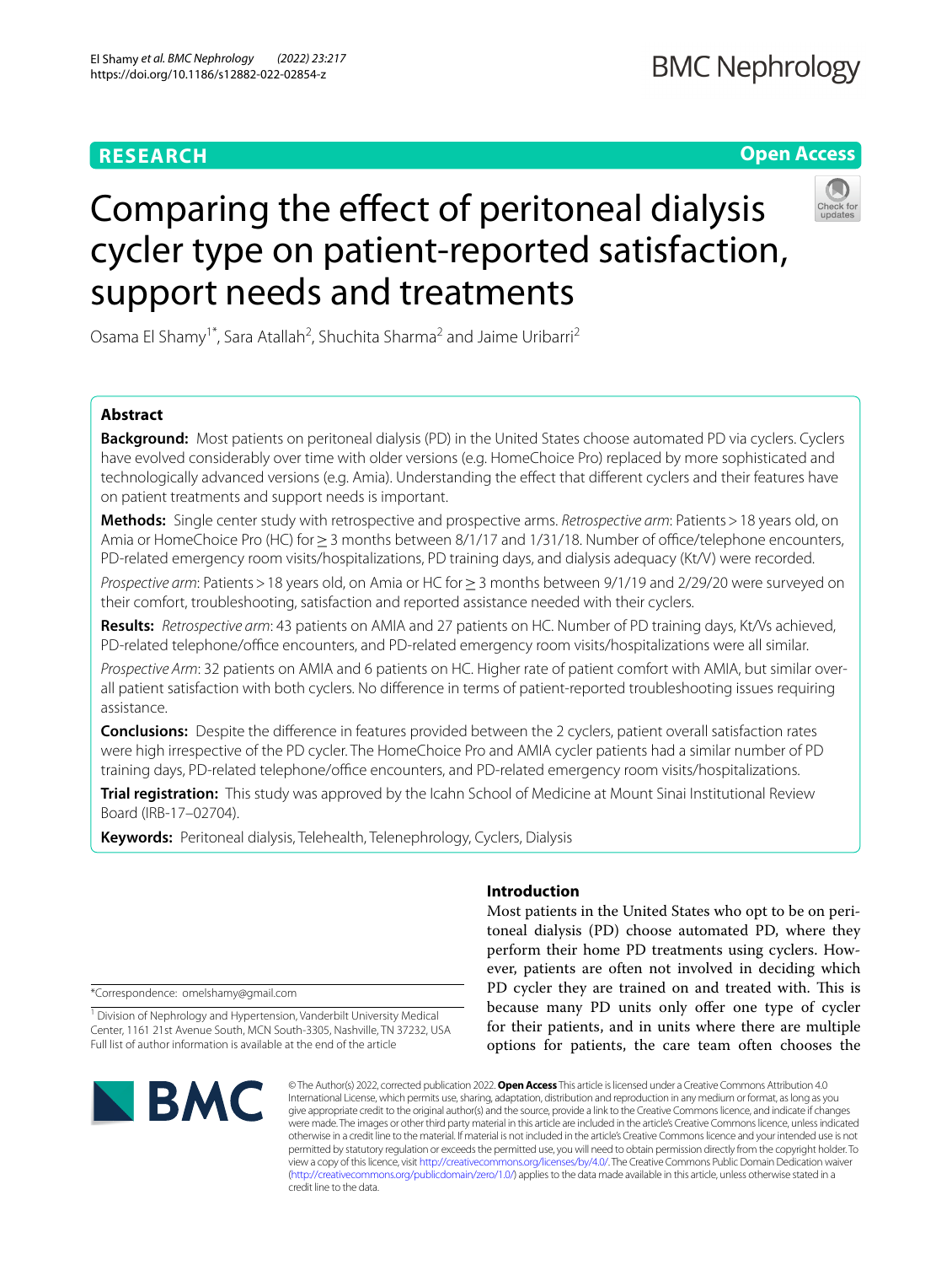RESEARCH

Open Access

# Comparing the effect of peritoneal dialysis cycler type on patient-reported satisfaction, support needs and treatments

Osama El Shamy[1*], Sara Atallah[2], Shuchita Sharma[2] and Jaime Uribarri[2]

## Abstract

**Background:** Most patients on peritoneal dialysis (PD) in the United States choose automated PD via cyclers. Cyclers have evolved considerably over time with older versions (e.g. HomeChoice Pro) replaced by more sophisticated and technologically advanced versions (e.g. Amia). Understanding the effect that different cyclers and their features have on patient treatments and support needs is important.

**Methods:** Single center study with retrospective and prospective arms. *Retrospective arm*: Patients > 18 years old, on Amia or HomeChoice Pro (HC) for ≥ 3 months between 8/1/17 and 1/31/18. Number of office/telephone encounters, PD-related emergency room visits/hospitalizations, PD training days, and dialysis adequacy (Kt/V) were recorded.

*Prospective arm*: Patients > 18 years old, on Amia or HC for ≥ 3 months between 9/1/19 and 2/29/20 were surveyed on their comfort, troubleshooting, satisfaction and reported assistance needed with their cyclers.

**Results:** *Retrospective arm*: 43 patients on AMIA and 27 patients on HC. Number of PD training days, Kt/Vs achieved, PD-related telephone/office encounters, and PD-related emergency room visits/hospitalizations were all similar.

*Prospective Arm*: 32 patients on AMIA and 6 patients on HC. Higher rate of patient comfort with AMIA, but similar overall patient satisfaction with both cyclers. No difference in terms of patient-reported troubleshooting issues requiring assistance.

**Conclusions:** Despite the difference in features provided between the 2 cyclers, patient overall satisfaction rates were high irrespective of the PD cycler. The HomeChoice Pro and AMIA cycler patients had a similar number of PD training days, PD-related telephone/office encounters, and PD-related emergency room visits/hospitalizations.

**Trial registration:** This study was approved by the Icahn School of Medicine at Mount Sinai Institutional Review Board (IRB-17–02704).

**Keywords:** Peritoneal dialysis, Telehealth, Telenephrology, Cyclers, Dialysis

## Introduction

Most patients in the United States who opt to be on peritoneal dialysis (PD) choose automated PD, where they perform their home PD treatments using cyclers. However, patients are often not involved in deciding which PD cycler they are trained on and treated with. This is because many PD units only offer one type of cycler for their patients, and in units where there are multiple options for patients, the care team often chooses the

*Correspondence: omelshamy@gmail.com

[1] Division of Nephrology and Hypertension, Vanderbilt University Medical Center, 1161 21st Avenue South, MCN South-3305, Nashville, TN 37232, USA

Full list of author information is available at the end of the article

© The Author(s) 2022, corrected publication 2022. **Open Access** This article is licensed under a Creative Commons Attribution 4.0 International License, which permits use, sharing, adaptation, distribution and reproduction in any medium or format, as long as you give appropriate credit to the original author(s) and the source, provide a link to the Creative Commons licence, and indicate if changes were made. The images or other third party material in this article are included in the article's Creative Commons licence, unless indicated otherwise in a credit line to the material. If material is not included in the article's Creative Commons licence and your intended use is not permitted by statutory regulation or exceeds the permitted use, you will need to obtain permission directly from the copyright holder. To view a copy of this licence, visit http://creativecommons.org/licenses/by/4.0/. The Creative Commons Public Domain Dedication waiver (http://creativecommons.org/publicdomain/zero/1.0/) applies to the data made available in this article, unless otherwise stated in a credit line to the data.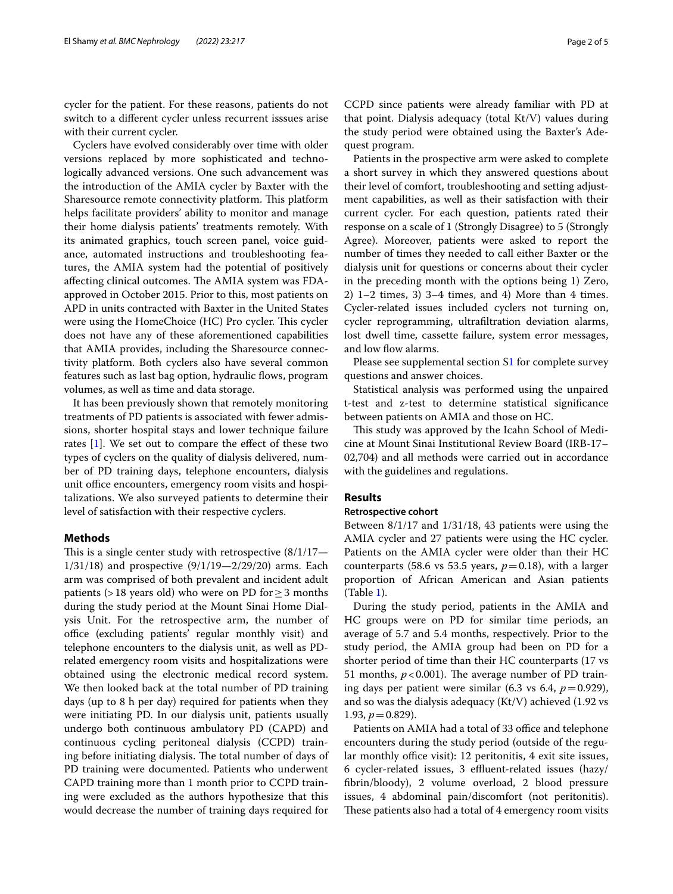cycler for the patient. For these reasons, patients do not switch to a different cycler unless recurrent isssues arise with their current cycler.

Cyclers have evolved considerably over time with older versions replaced by more sophisticated and technologically advanced versions. One such advancement was the introduction of the AMIA cycler by Baxter with the Sharesource remote connectivity platform. This platform helps facilitate providers' ability to monitor and manage their home dialysis patients' treatments remotely. With its animated graphics, touch screen panel, voice guidance, automated instructions and troubleshooting features, the AMIA system had the potential of positively affecting clinical outcomes. The AMIA system was FDA-approved in October 2015. Prior to this, most patients on APD in units contracted with Baxter in the United States were using the HomeChoice (HC) Pro cycler. This cycler does not have any of these aforementioned capabilities that AMIA provides, including the Sharesource connectivity platform. Both cyclers also have several common features such as last bag option, hydraulic flows, program volumes, as well as time and data storage.

It has been previously shown that remotely monitoring treatments of PD patients is associated with fewer admissions, shorter hospital stays and lower technique failure rates [1]. We set out to compare the effect of these two types of cyclers on the quality of dialysis delivered, number of PD training days, telephone encounters, dialysis unit office encounters, emergency room visits and hospitalizations. We also surveyed patients to determine their level of satisfaction with their respective cyclers.

## Methods

This is a single center study with retrospective (8/1/17—1/31/18) and prospective (9/1/19—2/29/20) arms. Each arm was comprised of both prevalent and incident adult patients (> 18 years old) who were on PD for ≥ 3 months during the study period at the Mount Sinai Home Dialysis Unit. For the retrospective arm, the number of office (excluding patients' regular monthly visit) and telephone encounters to the dialysis unit, as well as PD-related emergency room visits and hospitalizations were obtained using the electronic medical record system. We then looked back at the total number of PD training days (up to 8 h per day) required for patients when they were initiating PD. In our dialysis unit, patients usually undergo both continuous ambulatory PD (CAPD) and continuous cycling peritoneal dialysis (CCPD) training before initiating dialysis. The total number of days of PD training were documented. Patients who underwent CAPD training more than 1 month prior to CCPD training were excluded as the authors hypothesize that this would decrease the number of training days required for CCPD since patients were already familiar with PD at that point. Dialysis adequacy (total Kt/V) values during the study period were obtained using the Baxter's Adequest program.

Patients in the prospective arm were asked to complete a short survey in which they answered questions about their level of comfort, troubleshooting and setting adjustment capabilities, as well as their satisfaction with their current cycler. For each question, patients rated their response on a scale of 1 (Strongly Disagree) to 5 (Strongly Agree). Moreover, patients were asked to report the number of times they needed to call either Baxter or the dialysis unit for questions or concerns about their cycler in the preceding month with the options being 1) Zero, 2) 1–2 times, 3) 3–4 times, and 4) More than 4 times. Cycler-related issues included cyclers not turning on, cycler reprogramming, ultrafiltration deviation alarms, lost dwell time, cassette failure, system error messages, and low flow alarms.

Please see supplemental section S1 for complete survey questions and answer choices.

Statistical analysis was performed using the unpaired t-test and z-test to determine statistical significance between patients on AMIA and those on HC.

This study was approved by the Icahn School of Medicine at Mount Sinai Institutional Review Board (IRB-17–02,704) and all methods were carried out in accordance with the guidelines and regulations.

## Results

### Retrospective cohort

Between 8/1/17 and 1/31/18, 43 patients were using the AMIA cycler and 27 patients were using the HC cycler. Patients on the AMIA cycler were older than their HC counterparts (58.6 vs 53.5 years, $p = 0.18$), with a larger proportion of African American and Asian patients (Table 1).

During the study period, patients in the AMIA and HC groups were on PD for similar time periods, an average of 5.7 and 5.4 months, respectively. Prior to the study period, the AMIA group had been on PD for a shorter period of time than their HC counterparts (17 vs 51 months, $p < 0.001$). The average number of PD training days per patient were similar (6.3 vs 6.4, $p = 0.929$), and so was the dialysis adequacy (Kt/V) achieved (1.92 vs 1.93, $p = 0.829$).

Patients on AMIA had a total of 33 office and telephone encounters during the study period (outside of the regular monthly office visit): 12 peritonitis, 4 exit site issues, 6 cycler-related issues, 3 effluent-related issues (hazy/fibrin/bloody), 2 volume overload, 2 blood pressure issues, 4 abdominal pain/discomfort (not peritonitis). These patients also had a total of 4 emergency room visits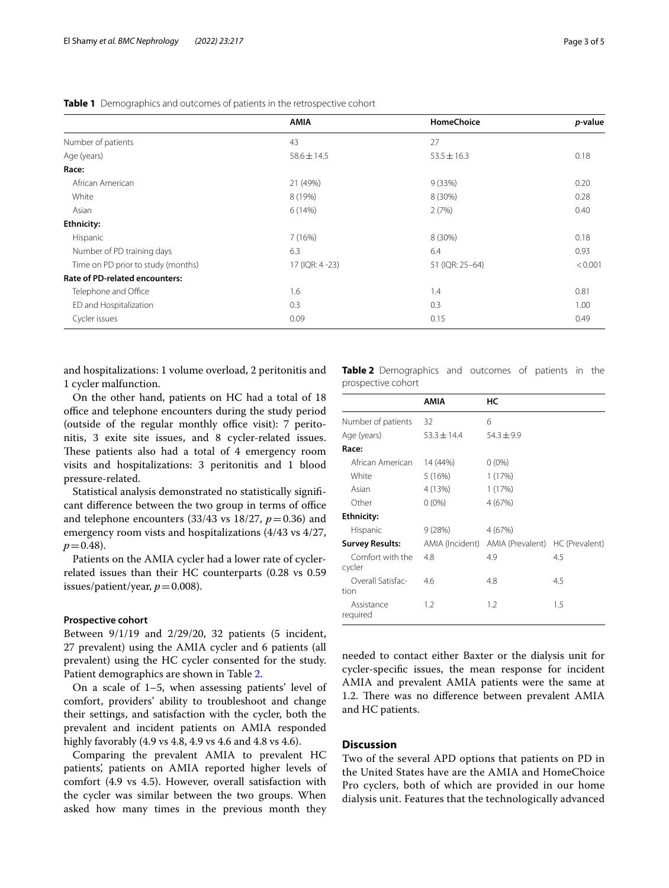**Table 1** Demographics and outcomes of patients in the retrospective cohort

| | AMIA | HomeChoice | *p*-value |
|---|---|---|---|
| Number of patients | 43 | 27 | |
| Age (years) | 58.6 ± 14.5 | 53.5 ± 16.3 | 0.18 |
| **Race:** | | | |
| African American | 21 (49%) | 9 (33%) | 0.20 |
| White | 8 (19%) | 8 (30%) | 0.28 |
| Asian | 6 (14%) | 2 (7%) | 0.40 |
| **Ethnicity:** | | | |
| Hispanic | 7 (16%) | 8 (30%) | 0.18 |
| Number of PD training days | 6.3 | 6.4 | 0.93 |
| Time on PD prior to study (months) | 17 (IQR: 4 -23) | 51 (IQR: 25–64) | < 0.001 |
| **Rate of PD-related encounters:** | | | |
| Telephone and Office | 1.6 | 1.4 | 0.81 |
| ED and Hospitalization | 0.3 | 0.3 | 1.00 |
| Cycler issues | 0.09 | 0.15 | 0.49 |

and hospitalizations: 1 volume overload, 2 peritonitis and 1 cycler malfunction.

On the other hand, patients on HC had a total of 18 office and telephone encounters during the study period (outside of the regular monthly office visit): 7 peritonitis, 3 exite site issues, and 8 cycler-related issues. These patients also had a total of 4 emergency room visits and hospitalizations: 3 peritonitis and 1 blood pressure-related.

Statistical analysis demonstrated no statistically significant difference between the two group in terms of office and telephone encounters (33/43 vs 18/27, $p = 0.36$) and emergency room vists and hospitalizations (4/43 vs 4/27, $p = 0.48$).

Patients on the AMIA cycler had a lower rate of cycler-related issues than their HC counterparts (0.28 vs 0.59 issues/patient/year, $p = 0.008$).

### Prospective cohort

Between 9/1/19 and 2/29/20, 32 patients (5 incident, 27 prevalent) using the AMIA cycler and 6 patients (all prevalent) using the HC cycler consented for the study. Patient demographics are shown in Table 2.

On a scale of 1–5, when assessing patients' level of comfort, providers' ability to troubleshoot and change their settings, and satisfaction with the cycler, both the prevalent and incident patients on AMIA responded highly favorably (4.9 vs 4.8, 4.9 vs 4.6 and 4.8 vs 4.6).

Comparing the prevalent AMIA to prevalent HC patients', patients on AMIA reported higher levels of comfort (4.9 vs 4.5). However, overall satisfaction with the cycler was similar between the two groups. When asked how many times in the previous month they needed to contact either Baxter or the dialysis unit for cycler-specific issues, the mean response for incident AMIA and prevalent AMIA patients were the same at 1.2. There was no difference between prevalent AMIA and HC patients.

**Table 2** Demographics and outcomes of patients in the prospective cohort

| | AMIA | HC | |
|---|---|---|---|
| Number of patients | 32 | 6 | |
| Age (years) | 53.3 ± 14.4 | 54.3 ± 9.9 | |
| **Race:** | | | |
| African American | 14 (44%) | 0 (0%) | |
| White | 5 (16%) | 1 (17%) | |
| Asian | 4 (13%) | 1 (17%) | |
| Other | 0 (0%) | 4 (67%) | |
| **Ethnicity:** | | | |
| Hispanic | 9 (28%) | 4 (67%) | |
| **Survey Results:** | AMIA (Incident) | AMIA (Prevalent) | HC (Prevalent) |
| Comfort with the cycler | 4.8 | 4.9 | 4.5 |
| Overall Satisfaction | 4.6 | 4.8 | 4.5 |
| Assistance required | 1.2 | 1.2 | 1.5 |

## Discussion

Two of the several APD options that patients on PD in the United States have are the AMIA and HomeChoice Pro cyclers, both of which are provided in our home dialysis unit. Features that the technologically advanced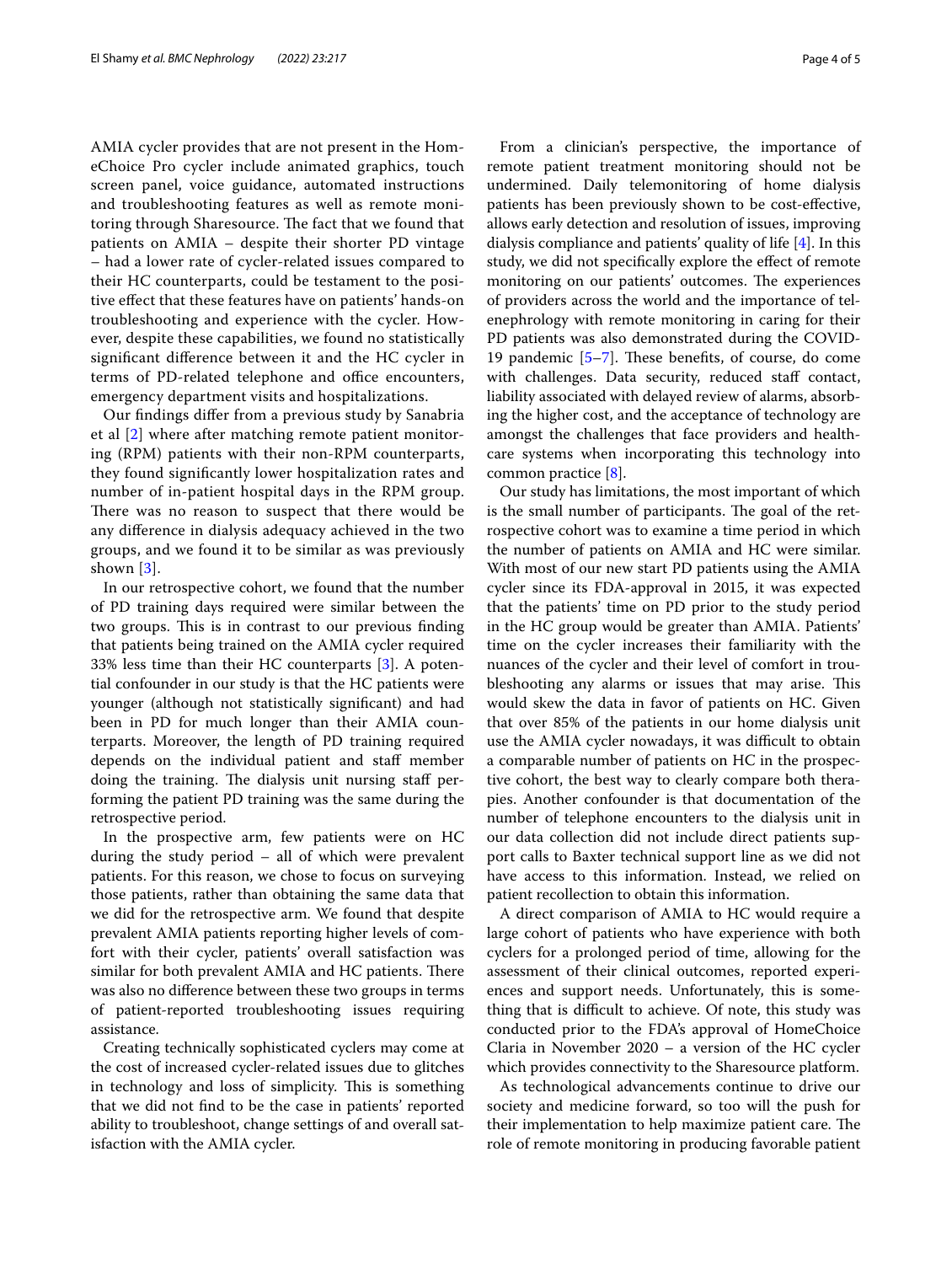AMIA cycler provides that are not present in the HomeChoice Pro cycler include animated graphics, touch screen panel, voice guidance, automated instructions and troubleshooting features as well as remote monitoring through Sharesource. The fact that we found that patients on AMIA – despite their shorter PD vintage – had a lower rate of cycler-related issues compared to their HC counterparts, could be testament to the positive effect that these features have on patients' hands-on troubleshooting and experience with the cycler. However, despite these capabilities, we found no statistically significant difference between it and the HC cycler in terms of PD-related telephone and office encounters, emergency department visits and hospitalizations.

Our findings differ from a previous study by Sanabria et al [2] where after matching remote patient monitoring (RPM) patients with their non-RPM counterparts, they found significantly lower hospitalization rates and number of in-patient hospital days in the RPM group. There was no reason to suspect that there would be any difference in dialysis adequacy achieved in the two groups, and we found it to be similar as was previously shown [3].

In our retrospective cohort, we found that the number of PD training days required were similar between the two groups. This is in contrast to our previous finding that patients being trained on the AMIA cycler required 33% less time than their HC counterparts [3]. A potential confounder in our study is that the HC patients were younger (although not statistically significant) and had been in PD for much longer than their AMIA counterparts. Moreover, the length of PD training required depends on the individual patient and staff member doing the training. The dialysis unit nursing staff performing the patient PD training was the same during the retrospective period.

In the prospective arm, few patients were on HC during the study period – all of which were prevalent patients. For this reason, we chose to focus on surveying those patients, rather than obtaining the same data that we did for the retrospective arm. We found that despite prevalent AMIA patients reporting higher levels of comfort with their cycler, patients' overall satisfaction was similar for both prevalent AMIA and HC patients. There was also no difference between these two groups in terms of patient-reported troubleshooting issues requiring assistance.

Creating technically sophisticated cyclers may come at the cost of increased cycler-related issues due to glitches in technology and loss of simplicity. This is something that we did not find to be the case in patients' reported ability to troubleshoot, change settings of and overall satisfaction with the AMIA cycler.

From a clinician's perspective, the importance of remote patient treatment monitoring should not be undermined. Daily telemonitoring of home dialysis patients has been previously shown to be cost-effective, allows early detection and resolution of issues, improving dialysis compliance and patients' quality of life [4]. In this study, we did not specifically explore the effect of remote monitoring on our patients' outcomes. The experiences of providers across the world and the importance of telenephrology with remote monitoring in caring for their PD patients was also demonstrated during the COVID-19 pandemic [5–7]. These benefits, of course, do come with challenges. Data security, reduced staff contact, liability associated with delayed review of alarms, absorbing the higher cost, and the acceptance of technology are amongst the challenges that face providers and healthcare systems when incorporating this technology into common practice [8].

Our study has limitations, the most important of which is the small number of participants. The goal of the retrospective cohort was to examine a time period in which the number of patients on AMIA and HC were similar. With most of our new start PD patients using the AMIA cycler since its FDA-approval in 2015, it was expected that the patients' time on PD prior to the study period in the HC group would be greater than AMIA. Patients' time on the cycler increases their familiarity with the nuances of the cycler and their level of comfort in troubleshooting any alarms or issues that may arise. This would skew the data in favor of patients on HC. Given that over 85% of the patients in our home dialysis unit use the AMIA cycler nowadays, it was difficult to obtain a comparable number of patients on HC in the prospective cohort, the best way to clearly compare both therapies. Another confounder is that documentation of the number of telephone encounters to the dialysis unit in our data collection did not include direct patients support calls to Baxter technical support line as we did not have access to this information. Instead, we relied on patient recollection to obtain this information.

A direct comparison of AMIA to HC would require a large cohort of patients who have experience with both cyclers for a prolonged period of time, allowing for the assessment of their clinical outcomes, reported experiences and support needs. Unfortunately, this is something that is difficult to achieve. Of note, this study was conducted prior to the FDA's approval of HomeChoice Claria in November 2020 – a version of the HC cycler which provides connectivity to the Sharesource platform.

As technological advancements continue to drive our society and medicine forward, so too will the push for their implementation to help maximize patient care. The role of remote monitoring in producing favorable patient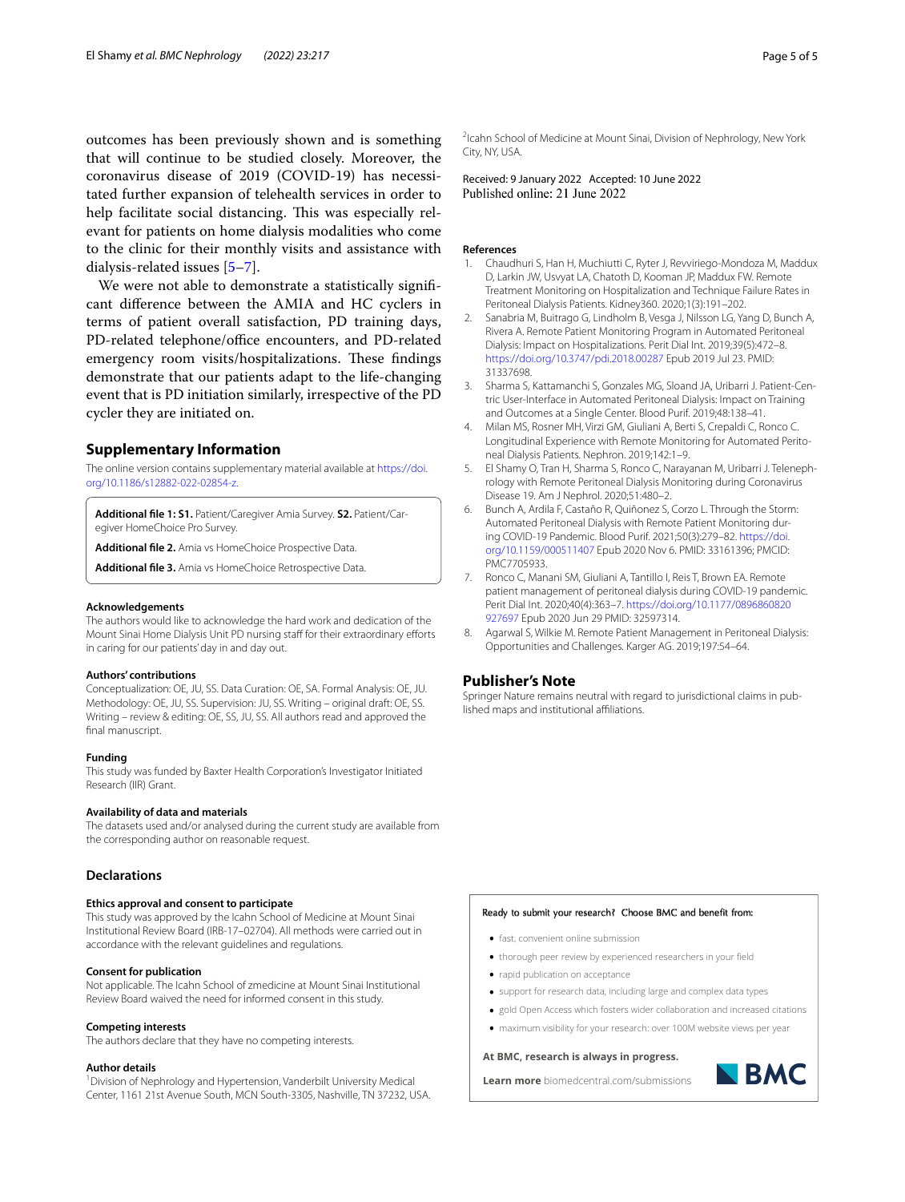outcomes has been previously shown and is something that will continue to be studied closely. Moreover, the coronavirus disease of 2019 (COVID-19) has necessitated further expansion of telehealth services in order to help facilitate social distancing. This was especially relevant for patients on home dialysis modalities who come to the clinic for their monthly visits and assistance with dialysis-related issues [5–7].

We were not able to demonstrate a statistically significant difference between the AMIA and HC cyclers in terms of patient overall satisfaction, PD training days, PD-related telephone/office encounters, and PD-related emergency room visits/hospitalizations. These findings demonstrate that our patients adapt to the life-changing event that is PD initiation similarly, irrespective of the PD cycler they are initiated on.

## Supplementary Information

The online version contains supplementary material available at https://doi.org/10.1186/s12882-022-02854-z.

**Additional file 1: S1.** Patient/Caregiver Amia Survey. **S2.** Patient/Caregiver HomeChoice Pro Survey.

**Additional file 2.** Amia vs HomeChoice Prospective Data.

**Additional file 3.** Amia vs HomeChoice Retrospective Data.

#### Acknowledgements

The authors would like to acknowledge the hard work and dedication of the Mount Sinai Home Dialysis Unit PD nursing staff for their extraordinary efforts in caring for our patients' day in and day out.

#### Authors' contributions

Conceptualization: OE, JU, SS. Data Curation: OE, SA. Formal Analysis: OE, JU. Methodology: OE, JU, SS. Supervision: JU, SS. Writing – original draft: OE, SS. Writing – review & editing: OE, SS, JU, SS. All authors read and approved the final manuscript.

#### Funding

This study was funded by Baxter Health Corporation's Investigator Initiated Research (IIR) Grant.

#### Availability of data and materials

The datasets used and/or analysed during the current study are available from the corresponding author on reasonable request.

## Declarations

#### Ethics approval and consent to participate

This study was approved by the Icahn School of Medicine at Mount Sinai Institutional Review Board (IRB-17–02704). All methods were carried out in accordance with the relevant guidelines and regulations.

#### Consent for publication

Not applicable. The Icahn School of zmedicine at Mount Sinai Institutional Review Board waived the need for informed consent in this study.

#### Competing interests

The authors declare that they have no competing interests.

#### Author details

[1]Division of Nephrology and Hypertension, Vanderbilt University Medical Center, 1161 21st Avenue South, MCN South-3305, Nashville, TN 37232, USA. [2]Icahn School of Medicine at Mount Sinai, Division of Nephrology, New York City, NY, USA.

Received: 9 January 2022 Accepted: 10 June 2022
Published online: 21 June 2022

#### References

1. Chaudhuri S, Han H, Muchiutti C, Ryter J, Revviriego-Mondoza M, Maddux D, Larkin JW, Usvyat LA, Chatoth D, Kooman JP, Maddux FW. Remote Treatment Monitoring on Hospitalization and Technique Failure Rates in Peritoneal Dialysis Patients. Kidney360. 2020;1(3):191–202.
2. Sanabria M, Buitrago G, Lindholm B, Vesga J, Nilsson LG, Yang D, Bunch A, Rivera A. Remote Patient Monitoring Program in Automated Peritoneal Dialysis: Impact on Hospitalizations. Perit Dial Int. 2019;39(5):472–8. https://doi.org/10.3747/pdi.2018.00287 Epub 2019 Jul 23. PMID: 31337698.
3. Sharma S, Kattamanchi S, Gonzales MG, Sloand JA, Uribarri J. Patient-Centric User-Interface in Automated Peritoneal Dialysis: Impact on Training and Outcomes at a Single Center. Blood Purif. 2019;48:138–41.
4. Milan MS, Rosner MH, Virzi GM, Giuliani A, Berti S, Crepaldi C, Ronco C. Longitudinal Experience with Remote Monitoring for Automated Peritoneal Dialysis Patients. Nephron. 2019;142:1–9.
5. El Shamy O, Tran H, Sharma S, Ronco C, Narayanan M, Uribarri J. Telenephrology with Remote Peritoneal Dialysis Monitoring during Coronavirus Disease 19. Am J Nephrol. 2020;51:480–2.
6. Bunch A, Ardila F, Castaño R, Quiñonez S, Corzo L. Through the Storm: Automated Peritoneal Dialysis with Remote Patient Monitoring during COVID-19 Pandemic. Blood Purif. 2021;50(3):279–82. https://doi.org/10.1159/000511407 Epub 2020 Nov 6. PMID: 33161396; PMCID: PMC7705933.
7. Ronco C, Manani SM, Giuliani A, Tantillo I, Reis T, Brown EA. Remote patient management of peritoneal dialysis during COVID-19 pandemic. Perit Dial Int. 2020;40(4):363–7. https://doi.org/10.1177/0896860820927697 Epub 2020 Jun 29 PMID: 32597314.
8. Agarwal S, Wilkie M. Remote Patient Management in Peritoneal Dialysis: Opportunities and Challenges. Karger AG. 2019;197:54–64.

## Publisher's Note

Springer Nature remains neutral with regard to jurisdictional claims in published maps and institutional affiliations.

Ready to submit your research? Choose BMC and benefit from:

- fast, convenient online submission
- thorough peer review by experienced researchers in your field
- rapid publication on acceptance
- support for research data, including large and complex data types
- gold Open Access which fosters wider collaboration and increased citations
- maximum visibility for your research: over 100M website views per year

**At BMC, research is always in progress.**

**Learn more** biomedcentral.com/submissions